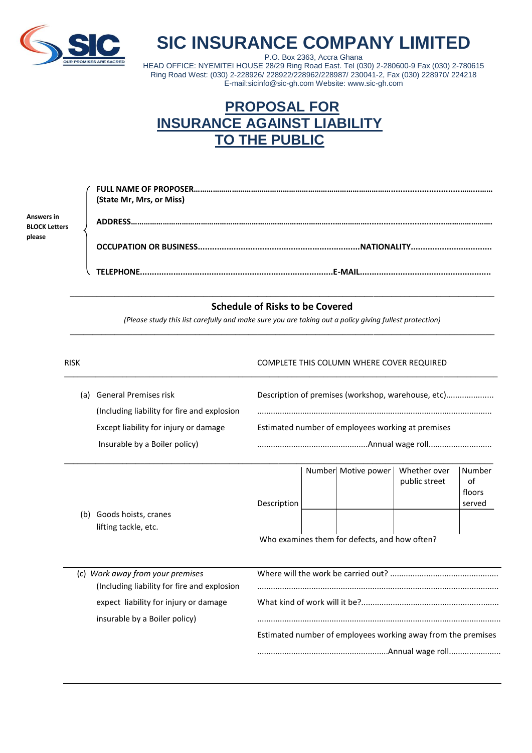# SIC INSURANCE COMPANY LIMITED

P.O. Box 2363, Accra Ghana
HEAD OFFICE: NYEMITEI HOUSE 28/29 Ring Road East. Tel (030) 2-280600-9 Fax (030) 2-780615
Ring Road West: (030) 2-228926/ 228922/228962/228987/ 230041-2, Fax (030) 228970/ 224218
E-mail:sicinfo@sic-gh.com Website: www.sic-gh.com

## PROPOSAL FOR INSURANCE AGAINST LIABILITY TO THE PUBLIC

Answers in BLOCK Letters please

**FULL NAME OF PROPOSER**.............................................................................................................
**(State Mr, Mrs, or Miss)**

**ADDRESS**.............................................................................................................................

**OCCUPATION OR BUSINESS**...................................................................**NATIONALITY**.................................

**TELEPHONE**...............................................................................**E-MAIL**.....................................................

### Schedule of Risks to be Covered

*(Please study this list carefully and make sure you are taking out a policy giving fullest protection)*

RISK — COMPLETE THIS COLUMN WHERE COVER REQUIRED

(a) General Premises risk (Including liability for fire and explosion Except liability for injury or damage Insurable by a Boiler policy)

Description of premises (workshop, warehouse, etc).....................
......................................................................................................
Estimated number of employees working at premises
................................................Annual wage roll...........................

(b) Goods hoists, cranes lifting tackle, etc.

| Description | Number | Motive power | Whether over public street | Number of floors served |
|---|---|---|---|---|
| | | | | |

Who examines them for defects, and how often?

(c) *Work away from your premises* (Including liability for fire and explosion expect liability for injury or damage insurable by a Boiler policy)

Where will the work be carried out? ...............................................
......................................................................................................
What kind of work will it be?............................................................
......................................................................................................
Estimated number of employees working away from the premises
.........................................................Annual wage roll.......................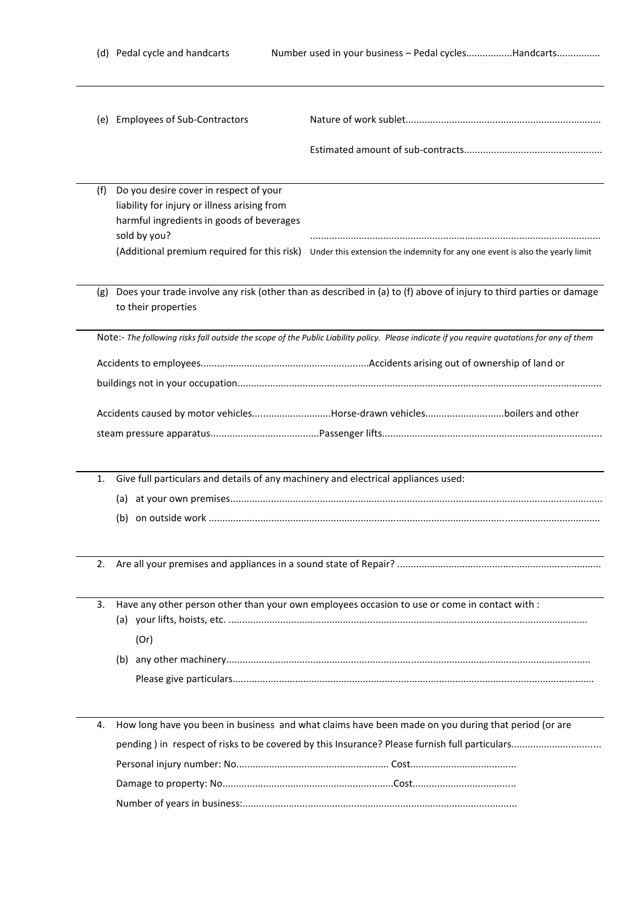(d) Pedal cycle and handcarts Number used in your business – Pedal cycles................Handcarts................

---

(e) Employees of Sub-Contractors Nature of work sublet.......................................................................

Estimated amount of sub-contracts..................................................

---

(f) Do you desire cover in respect of your liability for injury or illness arising from harmful ingredients in goods of beverages sold by you? .........................................................................................................

(Additional premium required for this risk) Under this extension the indemnity for any one event is also the yearly limit

---

(g) Does your trade involve any risk (other than as described in (a) to (f) above of injury to third parties or damage to their properties

---

Note:- *The following risks fall outside the scope of the Public Liability policy. Please indicate if you require quotations for any of them*

Accidents to employees.............................................................Accidents arising out of ownership of land or buildings not in your occupation.....................................................................................................................................

Accidents caused by motor vehicles.............................Horse-drawn vehicles.............................boilers and other steam pressure apparatus........................................Passenger lifts................................................................................

---

1. Give full particulars and details of any machinery and electrical appliances used:
   (a) at your own premises......................................................................................................................................
   (b) on outside work ............................................................................................................................................

---

2. Are all your premises and appliances in a sound state of Repair? ..........................................................................

---

3. Have any other person other than your own employees occasion to use or come in contact with :
   (a) your lifts, hoists, etc. .................................................................................................................................

   (Or)

   (b) any other machinery.....................................................................................................................................

   Please give particulars....................................................................................................................................

---

4. How long have you been in business and what claims have been made on you during that period (or are pending ) in respect of risks to be covered by this Insurance? Please furnish full particulars................................

   Personal injury number: No........................................................ Cost.......................................

   Damage to property: No..............................................................Cost.....................................

   Number of years in business:.....................................................................................................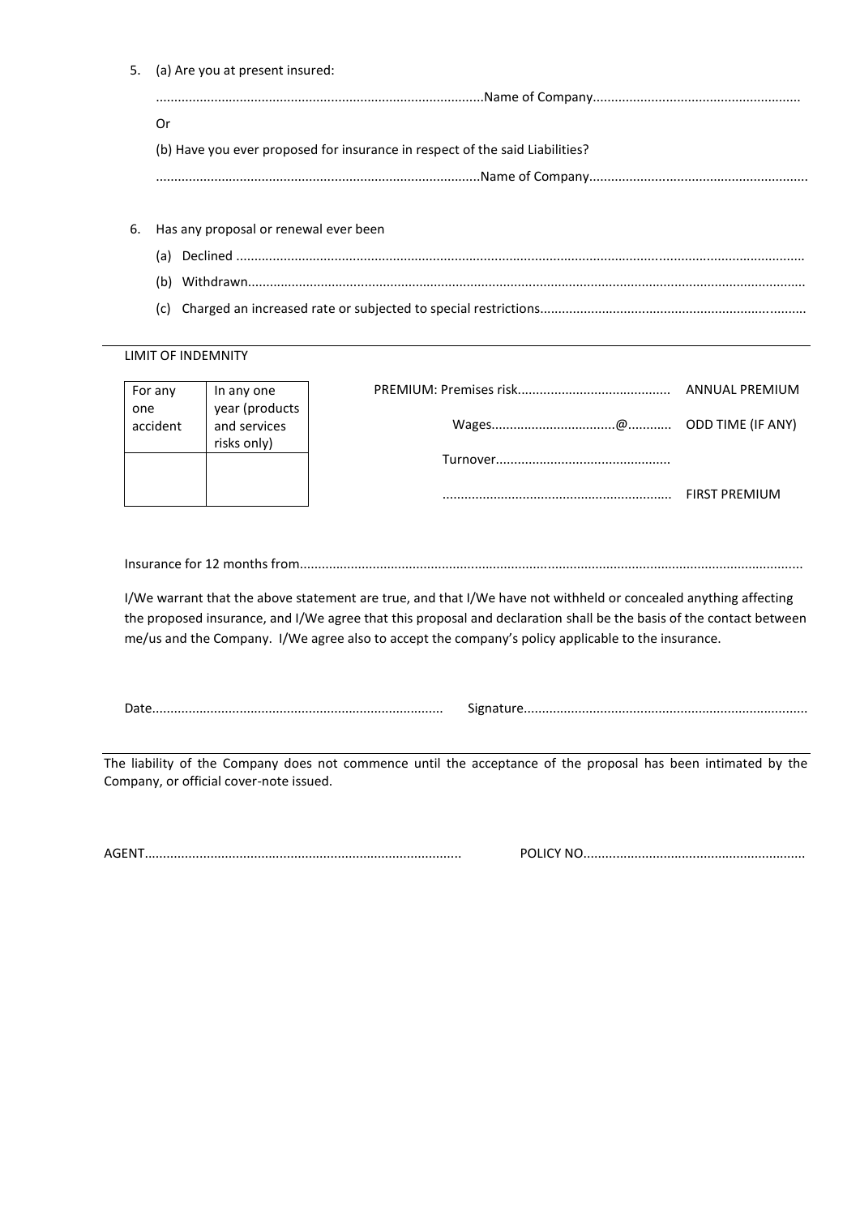5. (a) Are you at present insured:

   ..........................................................................................Name of Company.........................................................

   Or

   (b) Have you ever proposed for insurance in respect of the said Liabilities?

   .........................................................................................Name of Company............................................................

6. Has any proposal or renewal ever been

   (a) Declined ..........................................................................................................................................................

   (b) Withdrawn.......................................................................................................................................................

   (c) Charged an increased rate or subjected to special restrictions..........................................................................

LIMIT OF INDEMNITY

| For any one accident | In any one year (products and services risks only) |
|---|---|
| | |

PREMIUM: Premises risk.......................................... ANNUAL PREMIUM

Wages..................................@............ ODD TIME (IF ANY)

Turnover................................................

............................................................... FIRST PREMIUM

Insurance for 12 months from..........................................................................................................................................

I/We warrant that the above statement are true, and that I/We have not withheld or concealed anything affecting the proposed insurance, and I/We agree that this proposal and declaration shall be the basis of the contact between me/us and the Company. I/We agree also to accept the company's policy applicable to the insurance.

Date................................................................................ Signature.............................................................................

The liability of the Company does not commence until the acceptance of the proposal has been intimated by the Company, or official cover-note issued.

AGENT...................................................................................... POLICY NO.............................................................